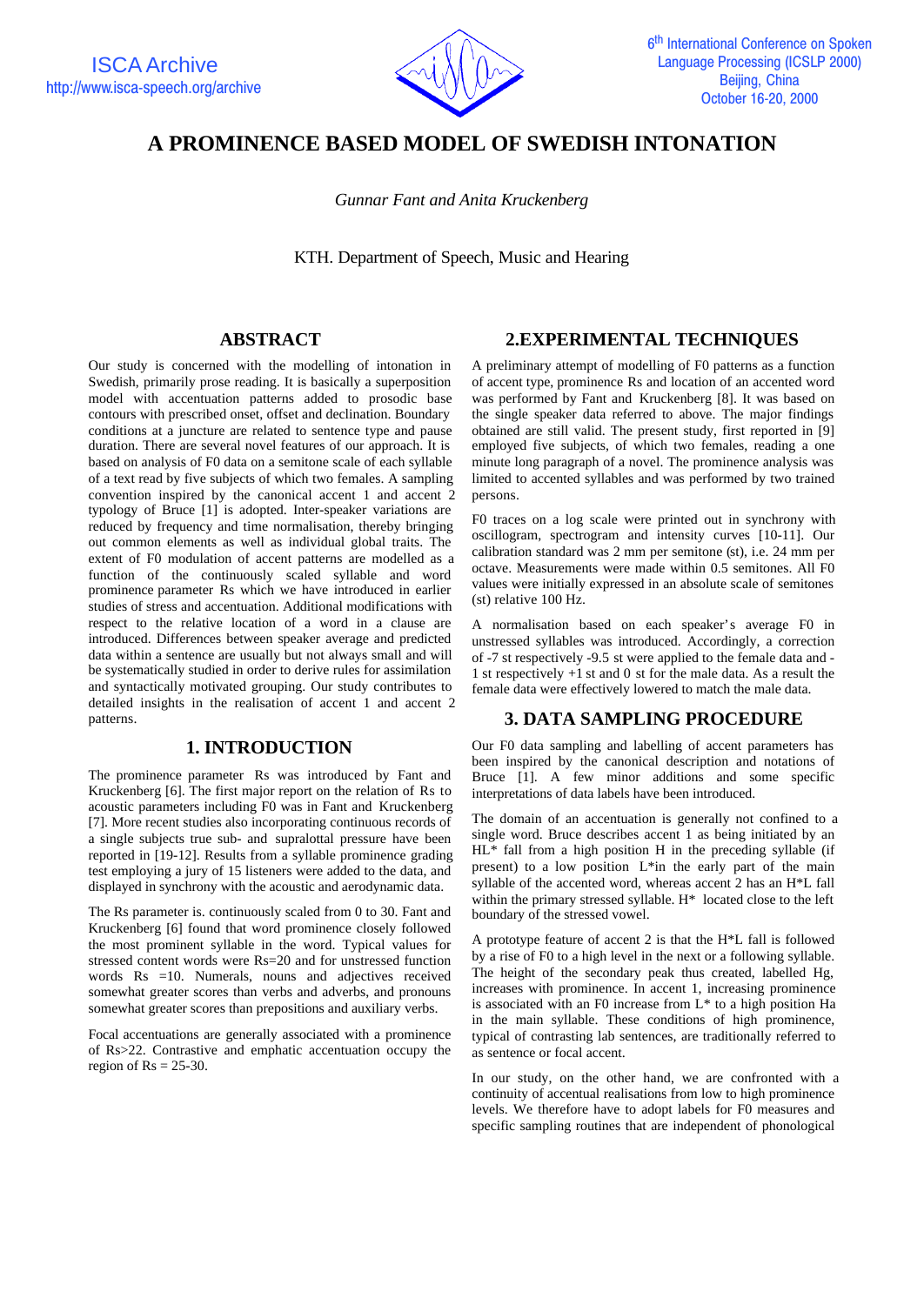# A PROMINENCE BASED MODEL OF SWEDISH INTONATION

*Gunnar Fant and Anita Kruckenberg*

KTH. Department of Speech, Music and Hearing

## ABSTRACT

Our study is concerned with the modelling of intonation in Swedish, primarily prose reading. It is basically a superposition model with accentuation patterns added to prosodic base contours with prescribed onset, offset and declination. Boundary conditions at a juncture are related to sentence type and pause duration. There are several novel features of our approach. It is based on analysis of F0 data on a semitone scale of each syllable of a text read by five subjects of which two females. A sampling convention inspired by the canonical accent 1 and accent 2 typology of Bruce [1] is adopted. Inter-speaker variations are reduced by frequency and time normalisation, thereby bringing out common elements as well as individual global traits. The extent of F0 modulation of accent patterns are modelled as a function of the continuously scaled syllable and word prominence parameter Rs which we have introduced in earlier studies of stress and accentuation. Additional modifications with respect to the relative location of a word in a clause are introduced. Differences between speaker average and predicted data within a sentence are usually but not always small and will be systematically studied in order to derive rules for assimilation and syntactically motivated grouping. Our study contributes to detailed insights in the realisation of accent 1 and accent 2 patterns.

## 1. INTRODUCTION

The prominence parameter Rs was introduced by Fant and Kruckenberg [6]. The first major report on the relation of Rs to acoustic parameters including F0 was in Fant and Kruckenberg [7]. More recent studies also incorporating continuous records of a single subjects true sub- and supralottal pressure have been reported in [19-12]. Results from a syllable prominence grading test employing a jury of 15 listeners were added to the data, and displayed in synchrony with the acoustic and aerodynamic data.

The Rs parameter is. continuously scaled from 0 to 30. Fant and Kruckenberg [6] found that word prominence closely followed the most prominent syllable in the word. Typical values for stressed content words were Rs=20 and for unstressed function words Rs =10. Numerals, nouns and adjectives received somewhat greater scores than verbs and adverbs, and pronouns somewhat greater scores than prepositions and auxiliary verbs.

Focal accentuations are generally associated with a prominence of Rs>22. Contrastive and emphatic accentuation occupy the region of Rs = 25-30.

## 2.EXPERIMENTAL TECHNIQUES

A preliminary attempt of modelling of F0 patterns as a function of accent type, prominence Rs and location of an accented word was performed by Fant and Kruckenberg [8]. It was based on the single speaker data referred to above. The major findings obtained are still valid. The present study, first reported in [9] employed five subjects, of which two females, reading a one minute long paragraph of a novel. The prominence analysis was limited to accented syllables and was performed by two trained persons.

F0 traces on a log scale were printed out in synchrony with oscillogram, spectrogram and intensity curves [10-11]. Our calibration standard was 2 mm per semitone (st), i.e. 24 mm per octave. Measurements were made within 0.5 semitones. All F0 values were initially expressed in an absolute scale of semitones (st) relative 100 Hz.

A normalisation based on each speaker's average F0 in unstressed syllables was introduced. Accordingly, a correction of -7 st respectively -9.5 st were applied to the female data and -1 st respectively +1 st and 0 st for the male data. As a result the female data were effectively lowered to match the male data.

## 3. DATA SAMPLING PROCEDURE

Our F0 data sampling and labelling of accent parameters has been inspired by the canonical description and notations of Bruce [1]. A few minor additions and some specific interpretations of data labels have been introduced.

The domain of an accentuation is generally not confined to a single word. Bruce describes accent 1 as being initiated by an HL* fall from a high position H in the preceding syllable (if present) to a low position L*in the early part of the main syllable of the accented word, whereas accent 2 has an H*L fall within the primary stressed syllable. H* located close to the left boundary of the stressed vowel.

A prototype feature of accent 2 is that the H*L fall is followed by a rise of F0 to a high level in the next or a following syllable. The height of the secondary peak thus created, labelled Hg, increases with prominence. In accent 1, increasing prominence is associated with an F0 increase from L* to a high position Ha in the main syllable. These conditions of high prominence, typical of contrasting lab sentences, are traditionally referred to as sentence or focal accent.

In our study, on the other hand, we are confronted with a continuity of accentual realisations from low to high prominence levels. We therefore have to adopt labels for F0 measures and specific sampling routines that are independent of phonological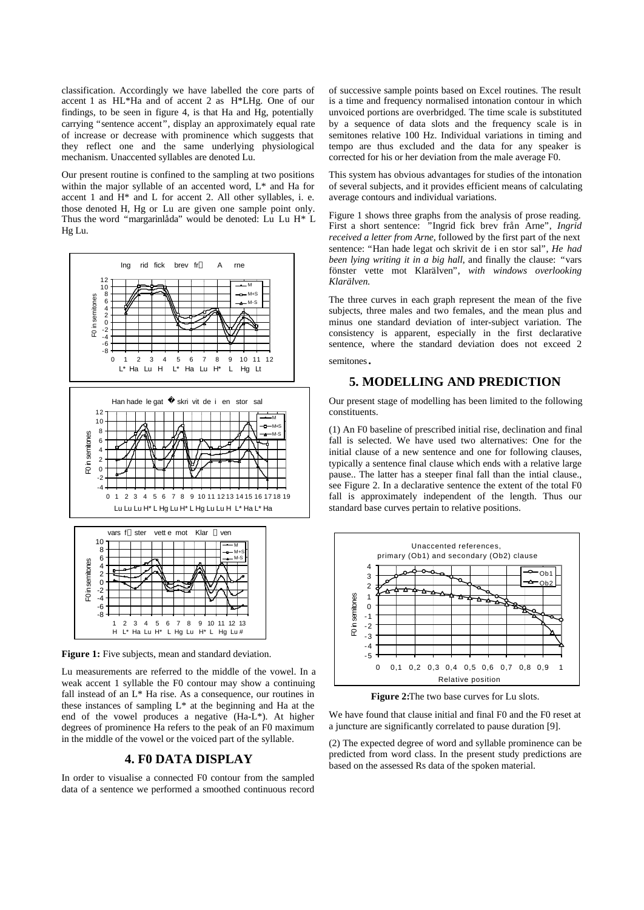classification. Accordingly we have labelled the core parts of accent 1 as HL*Ha and of accent 2 as H*LHg. One of our findings, to be seen in figure 4, is that Ha and Hg, potentially carrying "sentence accent", display an approximately equal rate of increase or decrease with prominence which suggests that they reflect one and the same underlying physiological mechanism. Unaccented syllables are denoted Lu.

Our present routine is confined to the sampling at two positions within the major syllable of an accented word, L* and Ha for accent 1 and H* and L for accent 2. All other syllables, i. e. those denoted H, Hg or Lu are given one sample point only. Thus the word "margarinlåda" would be denoted: Lu Lu H* L Hg Lu.

**Figure 1:** Five subjects, mean and standard deviation.

Lu measurements are referred to the middle of the vowel. In a weak accent 1 syllable the F0 contour may show a continuing fall instead of an L* Ha rise. As a consequence, our routines in these instances of sampling L* at the beginning and Ha at the end of the vowel produces a negative (Ha-L*). At higher degrees of prominence Ha refers to the peak of an F0 maximum in the middle of the vowel or the voiced part of the syllable.

## 4. F0 DATA DISPLAY

In order to visualise a connected F0 contour from the sampled data of a sentence we performed a smoothed continuous record of successive sample points based on Excel routines. The result is a time and frequency normalised intonation contour in which unvoiced portions are overbridged. The time scale is substituted by a sequence of data slots and the frequency scale is in semitones relative 100 Hz. Individual variations in timing and tempo are thus excluded and the data for any speaker is corrected for his or her deviation from the male average F0.

This system has obvious advantages for studies of the intonation of several subjects, and it provides efficient means of calculating average contours and individual variations.

Figure 1 shows three graphs from the analysis of prose reading. First a short sentence: "Ingrid fick brev från Arne", *Ingrid received a letter from Arne,* followed by the first part of the next sentence: "Han hade legat och skrivit de i en stor sal", *He had been lying writing it in a big hall,* and finally the clause: "vars fönster vette mot Klarälven", *with windows overlooking Klarälven.*

The three curves in each graph represent the mean of the five subjects, three males and two females, and the mean plus and minus one standard deviation of inter-subject variation. The consistency is apparent, especially in the first declarative sentence, where the standard deviation does not exceed 2 semitones.

## 5. MODELLING AND PREDICTION

Our present stage of modelling has been limited to the following constituents.

(1) An F0 baseline of prescribed initial rise, declination and final fall is selected. We have used two alternatives: One for the initial clause of a new sentence and one for following clauses, typically a sentence final clause which ends with a relative large pause.. The latter has a steeper final fall than the intial clause., see Figure 2. In a declarative sentence the extent of the total F0 fall is approximately independent of the length. Thus our standard base curves pertain to relative positions.

**Figure 2:** The two base curves for Lu slots.

We have found that clause initial and final F0 and the F0 reset at a juncture are significantly correlated to pause duration [9].

(2) The expected degree of word and syllable prominence can be predicted from word class. In the present study predictions are based on the assessed Rs data of the spoken material.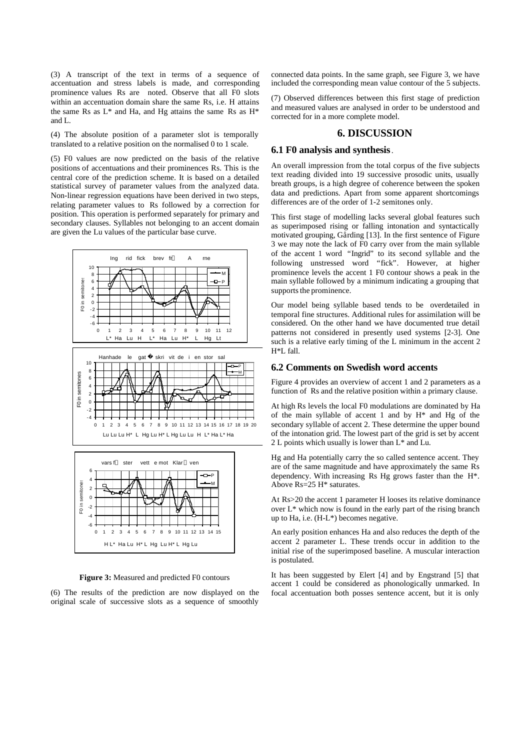(3) A transcript of the text in terms of a sequence of accentuation and stress labels is made, and corresponding prominence values Rs are noted. Observe that all F0 slots within an accentuation domain share the same Rs, i.e. H attains the same Rs as L* and Ha, and Hg attains the same Rs as H* and L.

(4) The absolute position of a parameter slot is temporally translated to a relative position on the normalised 0 to 1 scale.

(5) F0 values are now predicted on the basis of the relative positions of accentuations and their prominences Rs. This is the central core of the prediction scheme. It is based on a detailed statistical survey of parameter values from the analyzed data. Non-linear regression equations have been derived in two steps, relating parameter values to Rs followed by a correction for position. This operation is performed separately for primary and secondary clauses. Syllables not belonging to an accent domain are given the Lu values of the particular base curve.

**Figure 3:** Measured and predicted F0 contours

(6) The results of the prediction are now displayed on the original scale of successive slots as a sequence of smoothly connected data points. In the same graph, see Figure 3, we have included the corresponding mean value contour of the 5 subjects.

(7) Observed differences between this first stage of prediction and measured values are analysed in order to be understood and corrected for in a more complete model.

## 6. DISCUSSION

### 6.1 F0 analysis and synthesis.

An overall impression from the total corpus of the five subjects text reading divided into 19 successive prosodic units, usually breath groups, is a high degree of coherence between the spoken data and predictions. Apart from some apparent shortcomings differences are of the order of 1-2 semitones only.

This first stage of modelling lacks several global features such as superimposed rising or falling intonation and syntactically motivated grouping, Gårding [13]. In the first sentence of Figure 3 we may note the lack of F0 carry over from the main syllable of the accent 1 word "Ingrid" to its second syllable and the following unstressed word "fick". However, at higher prominence levels the accent 1 F0 contour shows a peak in the main syllable followed by a minimum indicating a grouping that supports the prominence.

Our model being syllable based tends to be overdetailed in temporal fine structures. Additional rules for assimilation will be considered. On the other hand we have documented true detail patterns not considered in presently used systems [2-3]. One such is a relative early timing of the L minimum in the accent 2 H*L fall.

### 6.2 Comments on Swedish word accents

Figure 4 provides an overview of accent 1 and 2 parameters as a function of Rs and the relative position within a primary clause.

At high Rs levels the local F0 modulations are dominated by Ha of the main syllable of accent 1 and by H* and Hg of the secondary syllable of accent 2. These determine the upper bound of the intonation grid. The lowest part of the grid is set by accent 2 L points which usually is lower than L* and Lu.

Hg and Ha potentially carry the so called sentence accent. They are of the same magnitude and have approximately the same Rs dependency. With increasing Rs Hg grows faster than the H*. Above Rs=25 H* saturates.

At Rs>20 the accent 1 parameter H looses its relative dominance over L* which now is found in the early part of the rising branch up to Ha, i.e. (H-L*) becomes negative.

An early position enhances Ha and also reduces the depth of the accent 2 parameter L. These trends occur in addition to the initial rise of the superimposed baseline. A muscular interaction is postulated.

It has been suggested by Elert [4] and by Engstrand [5] that accent 1 could be considered as phonologically unmarked. In focal accentuation both posses sentence accent, but it is only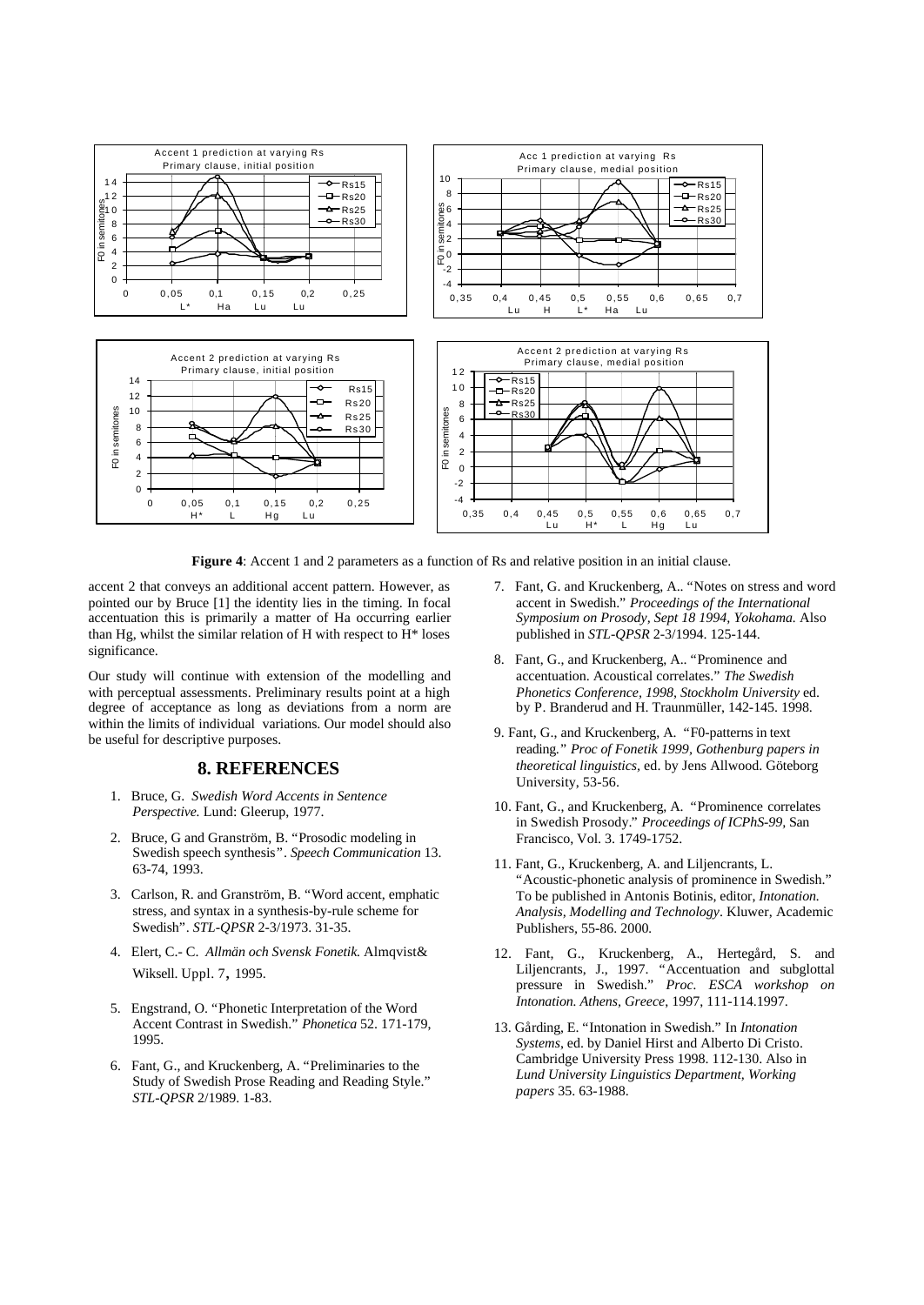Accent 1 prediction at varying Rs
Primary clause, initial position

F0 in semitones

14
12
10
8
6
4
2
0

0 0,05 0,1 0,15 0,2 0,25

L* Ha Lu Lu

Rs15
Rs20
Rs25
Rs30

Acc 1 prediction at varying Rs
Primary clause, medial position

F0 in semitones

10
8
6
4
2
0
-2
-4

0,35 0,4 0,45 0,5 0,55 0,6 0,65 0,7

Lu H L* Ha Lu

Rs15
Rs20
Rs25
Rs30

Accent 2 prediction at varying Rs
Primary clause, initial position

F0 in semitones

14
12
10
8
6
4
2
0

0 0,05 0,1 0,15 0,2 0,25

H* L Hg Lu

Rs15
Rs20
Rs25
Rs30

Accent 2 prediction at varying Rs
Primary clause, medial position

F0 in semitones

12
10
8
6
4
2
0
-2
-4

0,35 0,4 0,45 0,5 0,55 0,6 0,65 0,7

Lu H* L Hg Lu

Rs15
Rs20
Rs25
Rs30

**Figure 4**: Accent 1 and 2 parameters as a function of Rs and relative position in an initial clause.

accent 2 that conveys an additional accent pattern. However, as pointed our by Bruce [1] the identity lies in the timing. In focal accentuation this is primarily a matter of Ha occurring earlier than Hg, whilst the similar relation of H with respect to H* loses significance.

Our study will continue with extension of the modelling and with perceptual assessments. Preliminary results point at a high degree of acceptance as long as deviations from a norm are within the limits of individual variations. Our model should also be useful for descriptive purposes.

## 8. REFERENCES

1. Bruce, G. *Swedish Word Accents in Sentence Perspective.* Lund: Gleerup, 1977.
2. Bruce, G and Granström, B. "Prosodic modeling in Swedish speech synthesis". *Speech Communication* 13. 63-74, 1993.
3. Carlson, R. and Granström, B. "Word accent, emphatic stress, and syntax in a synthesis-by-rule scheme for Swedish". *STL-QPSR* 2-3/1973. 31-35.
4. Elert, C.- C. *Allmän och Svensk Fonetik.* Almqvist& Wiksell. Uppl. 7, 1995.
5. Engstrand, O. "Phonetic Interpretation of the Word Accent Contrast in Swedish." *Phonetica* 52. 171-179, 1995.
6. Fant, G., and Kruckenberg, A. "Preliminaries to the Study of Swedish Prose Reading and Reading Style." *STL-QPSR* 2/1989. 1-83.
7. Fant, G. and Kruckenberg, A.. "Notes on stress and word accent in Swedish." *Proceedings of the International Symposium on Prosody, Sept 18 1994, Yokohama.* Also published in *STL-QPSR* 2-3/1994. 125-144.
8. Fant, G., and Kruckenberg, A.. "Prominence and accentuation. Acoustical correlates." *The Swedish Phonetics Conference, 1998, Stockholm University* ed. by P. Branderud and H. Traunmüller, 142-145. 1998.
9. Fant, G., and Kruckenberg, A. "F0-patterns in text reading." *Proc of Fonetik 1999, Gothenburg papers in theoretical linguistics,* ed. by Jens Allwood. Göteborg University, 53-56.
10. Fant, G., and Kruckenberg, A. "Prominence correlates in Swedish Prosody." *Proceedings of ICPhS-99,* San Francisco, Vol. 3. 1749-1752.
11. Fant, G., Kruckenberg, A. and Liljencrants, L. "Acoustic-phonetic analysis of prominence in Swedish." To be published in Antonis Botinis, editor, *Intonation. Analysis, Modelling and Technology*. Kluwer, Academic Publishers, 55-86. 2000.
12. Fant, G., Kruckenberg, A., Hertegård, S. and Liljencrants, J., 1997. "Accentuation and subglottal pressure in Swedish." *Proc. ESCA workshop on Intonation. Athens, Greece*, 1997, 111-114.1997.
13. Gårding, E. "Intonation in Swedish." In *Intonation Systems,* ed. by Daniel Hirst and Alberto Di Cristo. Cambridge University Press 1998. 112-130. Also in *Lund University Linguistics Department, Working papers* 35. 63-1988.